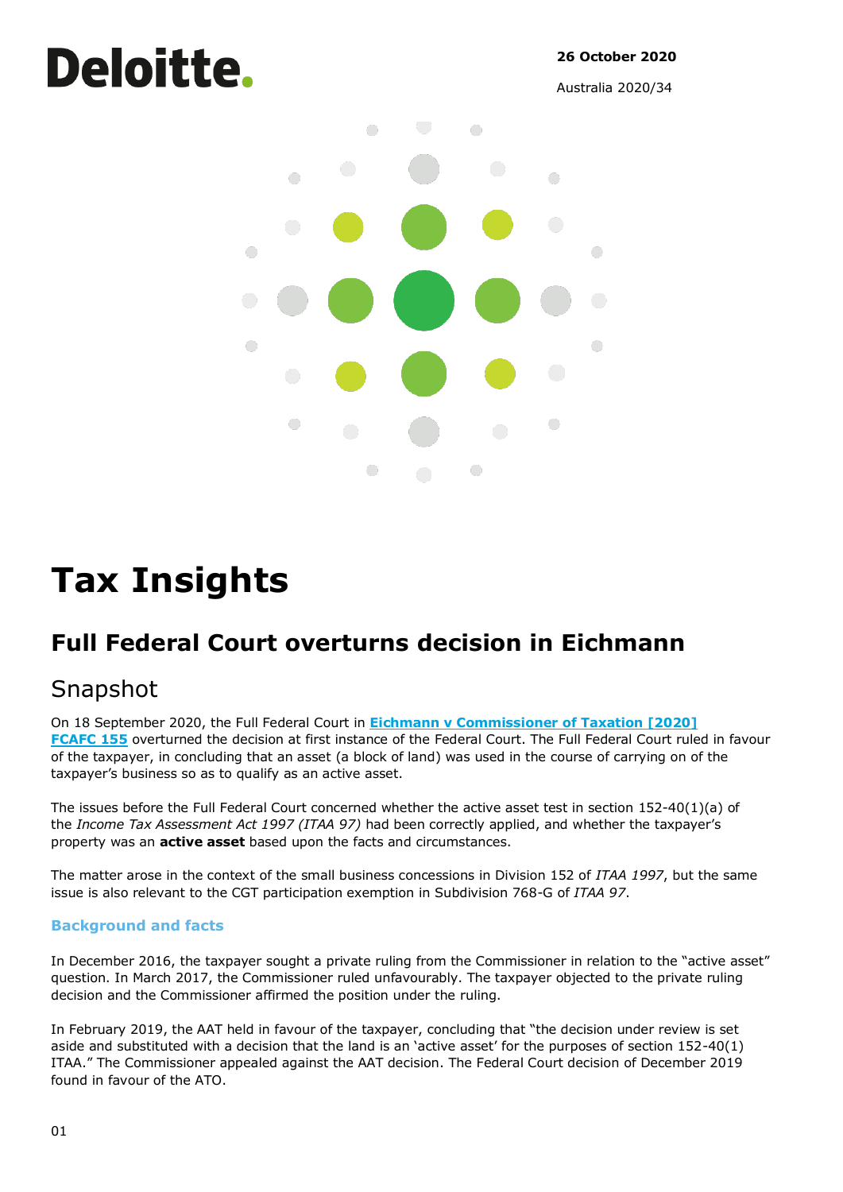Deloitte.

**26 October 2020**

Australia 2020/34

# Tax Insights

## Full Federal Court overturns decision in Eichmann

## Snapshot

On 18 September 2020, the Full Federal Court in **[Eichmann v Commissioner of Taxation [2020] FCAFC 155]** overturned the decision at first instance of the Federal Court. The Full Federal Court ruled in favour of the taxpayer, in concluding that an asset (a block of land) was used in the course of carrying on of the taxpayer's business so as to qualify as an active asset.

The issues before the Full Federal Court concerned whether the active asset test in section 152-40(1)(a) of the *Income Tax Assessment Act 1997 (ITAA 97)* had been correctly applied, and whether the taxpayer's property was an **active asset** based upon the facts and circumstances.

The matter arose in the context of the small business concessions in Division 152 of *ITAA 1997*, but the same issue is also relevant to the CGT participation exemption in Subdivision 768-G of *ITAA 97*.

### Background and facts

In December 2016, the taxpayer sought a private ruling from the Commissioner in relation to the "active asset" question. In March 2017, the Commissioner ruled unfavourably. The taxpayer objected to the private ruling decision and the Commissioner affirmed the position under the ruling.

In February 2019, the AAT held in favour of the taxpayer, concluding that "the decision under review is set aside and substituted with a decision that the land is an 'active asset' for the purposes of section 152-40(1) ITAA." The Commissioner appealed against the AAT decision. The Federal Court decision of December 2019 found in favour of the ATO.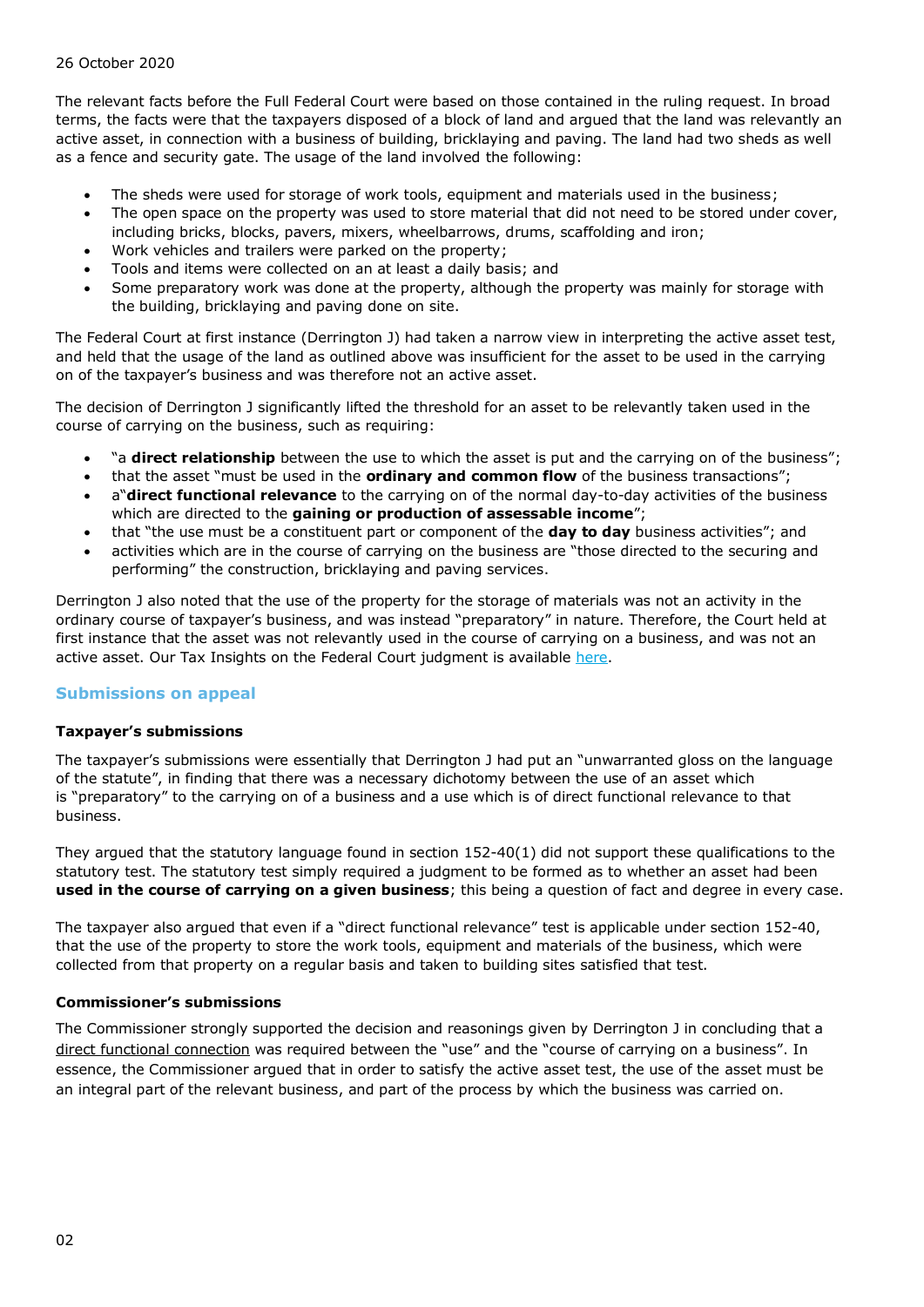26 October 2020

The relevant facts before the Full Federal Court were based on those contained in the ruling request. In broad terms, the facts were that the taxpayers disposed of a block of land and argued that the land was relevantly an active asset, in connection with a business of building, bricklaying and paving. The land had two sheds as well as a fence and security gate. The usage of the land involved the following:

- The sheds were used for storage of work tools, equipment and materials used in the business;
- The open space on the property was used to store material that did not need to be stored under cover, including bricks, blocks, pavers, mixers, wheelbarrows, drums, scaffolding and iron;
- Work vehicles and trailers were parked on the property;
- Tools and items were collected on an at least a daily basis; and
- Some preparatory work was done at the property, although the property was mainly for storage with the building, bricklaying and paving done on site.

The Federal Court at first instance (Derrington J) had taken a narrow view in interpreting the active asset test, and held that the usage of the land as outlined above was insufficient for the asset to be used in the carrying on of the taxpayer's business and was therefore not an active asset.

The decision of Derrington J significantly lifted the threshold for an asset to be relevantly taken used in the course of carrying on the business, such as requiring:

- "a **direct relationship** between the use to which the asset is put and the carrying on of the business";
- that the asset "must be used in the **ordinary and common flow** of the business transactions";
- a"**direct functional relevance** to the carrying on of the normal day-to-day activities of the business which are directed to the **gaining or production of assessable income**";
- that "the use must be a constituent part or component of the **day to day** business activities"; and
- activities which are in the course of carrying on the business are "those directed to the securing and performing" the construction, bricklaying and paving services.

Derrington J also noted that the use of the property for the storage of materials was not an activity in the ordinary course of taxpayer's business, and was instead "preparatory" in nature. Therefore, the Court held at first instance that the asset was not relevantly used in the course of carrying on a business, and was not an active asset. Our Tax Insights on the Federal Court judgment is available here.

## Submissions on appeal

### Taxpayer's submissions

The taxpayer's submissions were essentially that Derrington J had put an "unwarranted gloss on the language of the statute", in finding that there was a necessary dichotomy between the use of an asset which is "preparatory" to the carrying on of a business and a use which is of direct functional relevance to that business.

They argued that the statutory language found in section 152-40(1) did not support these qualifications to the statutory test. The statutory test simply required a judgment to be formed as to whether an asset had been **used in the course of carrying on a given business**; this being a question of fact and degree in every case.

The taxpayer also argued that even if a "direct functional relevance" test is applicable under section 152-40, that the use of the property to store the work tools, equipment and materials of the business, which were collected from that property on a regular basis and taken to building sites satisfied that test.

### Commissioner's submissions

The Commissioner strongly supported the decision and reasonings given by Derrington J in concluding that a direct functional connection was required between the "use" and the "course of carrying on a business". In essence, the Commissioner argued that in order to satisfy the active asset test, the use of the asset must be an integral part of the relevant business, and part of the process by which the business was carried on.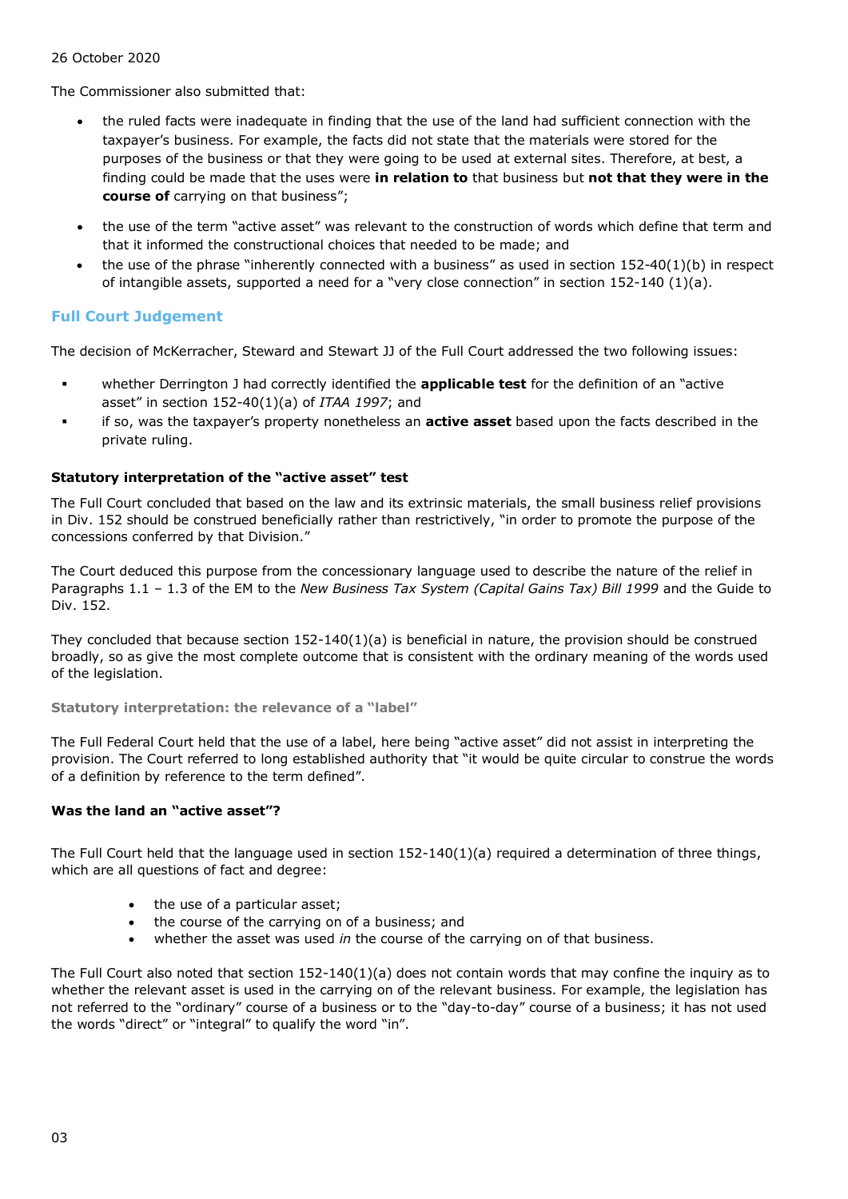The Commissioner also submitted that:

- the ruled facts were inadequate in finding that the use of the land had sufficient connection with the taxpayer's business. For example, the facts did not state that the materials were stored for the purposes of the business or that they were going to be used at external sites. Therefore, at best, a finding could be made that the uses were **in relation to** that business but **not that they were in the course of** carrying on that business";
- the use of the term "active asset" was relevant to the construction of words which define that term and that it informed the constructional choices that needed to be made; and
- the use of the phrase "inherently connected with a business" as used in section 152-40(1)(b) in respect of intangible assets, supported a need for a "very close connection" in section 152-140 (1)(a).

## Full Court Judgement

The decision of McKerracher, Steward and Stewart JJ of the Full Court addressed the two following issues:

- whether Derrington J had correctly identified the **applicable test** for the definition of an "active asset" in section 152-40(1)(a) of *ITAA 1997*; and
- if so, was the taxpayer's property nonetheless an **active asset** based upon the facts described in the private ruling.

### Statutory interpretation of the "active asset" test

The Full Court concluded that based on the law and its extrinsic materials, the small business relief provisions in Div. 152 should be construed beneficially rather than restrictively, "in order to promote the purpose of the concessions conferred by that Division."

The Court deduced this purpose from the concessionary language used to describe the nature of the relief in Paragraphs 1.1 – 1.3 of the EM to the *New Business Tax System (Capital Gains Tax) Bill 1999* and the Guide to Div. 152.

They concluded that because section 152-140(1)(a) is beneficial in nature, the provision should be construed broadly, so as give the most complete outcome that is consistent with the ordinary meaning of the words used of the legislation.

#### Statutory interpretation: the relevance of a "label"

The Full Federal Court held that the use of a label, here being "active asset" did not assist in interpreting the provision. The Court referred to long established authority that "it would be quite circular to construe the words of a definition by reference to the term defined".

### Was the land an "active asset"?

The Full Court held that the language used in section 152-140(1)(a) required a determination of three things, which are all questions of fact and degree:

- the use of a particular asset;
- the course of the carrying on of a business; and
- whether the asset was used *in* the course of the carrying on of that business.

The Full Court also noted that section 152-140(1)(a) does not contain words that may confine the inquiry as to whether the relevant asset is used in the carrying on of the relevant business. For example, the legislation has not referred to the "ordinary" course of a business or to the "day-to-day" course of a business; it has not used the words "direct" or "integral" to qualify the word "in".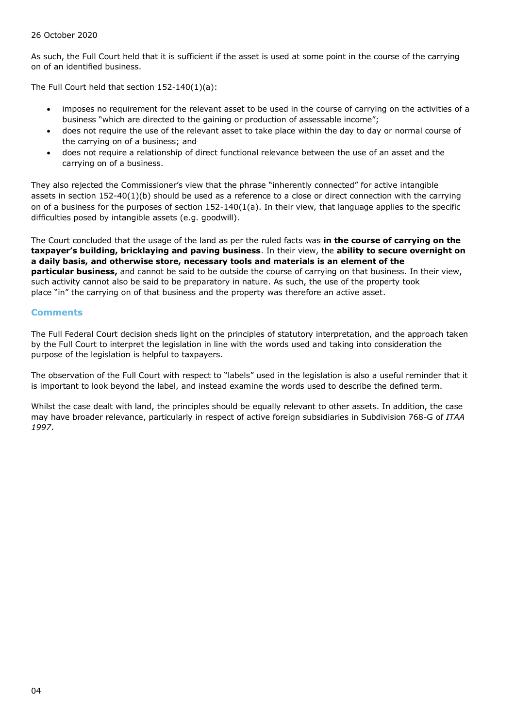As such, the Full Court held that it is sufficient if the asset is used at some point in the course of the carrying on of an identified business.

The Full Court held that section 152-140(1)(a):

- imposes no requirement for the relevant asset to be used in the course of carrying on the activities of a business "which are directed to the gaining or production of assessable income";
- does not require the use of the relevant asset to take place within the day to day or normal course of the carrying on of a business; and
- does not require a relationship of direct functional relevance between the use of an asset and the carrying on of a business.

They also rejected the Commissioner's view that the phrase "inherently connected" for active intangible assets in section 152-40(1)(b) should be used as a reference to a close or direct connection with the carrying on of a business for the purposes of section 152-140(1(a). In their view, that language applies to the specific difficulties posed by intangible assets (e.g. goodwill).

The Court concluded that the usage of the land as per the ruled facts was **in the course of carrying on the taxpayer's building, bricklaying and paving business**. In their view, the **ability to secure overnight on a daily basis, and otherwise store, necessary tools and materials is an element of the particular business,** and cannot be said to be outside the course of carrying on that business. In their view, such activity cannot also be said to be preparatory in nature. As such, the use of the property took place "in" the carrying on of that business and the property was therefore an active asset.

## Comments

The Full Federal Court decision sheds light on the principles of statutory interpretation, and the approach taken by the Full Court to interpret the legislation in line with the words used and taking into consideration the purpose of the legislation is helpful to taxpayers.

The observation of the Full Court with respect to "labels" used in the legislation is also a useful reminder that it is important to look beyond the label, and instead examine the words used to describe the defined term.

Whilst the case dealt with land, the principles should be equally relevant to other assets. In addition, the case may have broader relevance, particularly in respect of active foreign subsidiaries in Subdivision 768-G of *ITAA 1997*.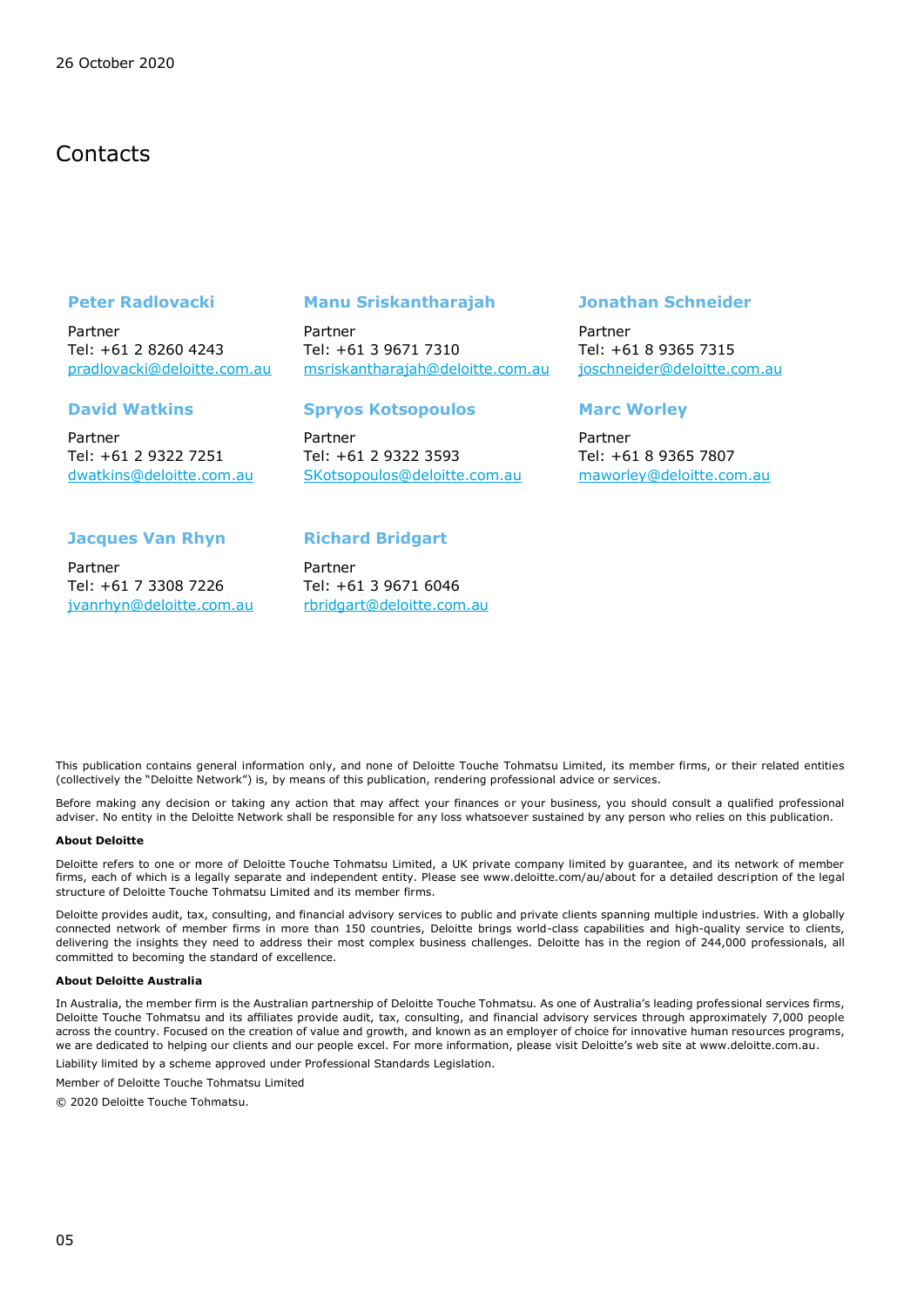26 October 2020

## Contacts

**Peter Radlovacki**

Partner
Tel: +61 2 8260 4243
pradlovacki@deloitte.com.au

**Manu Sriskantharajah**

Partner
Tel: +61 3 9671 7310
msriskantharajah@deloitte.com.au

**Jonathan Schneider**

Partner
Tel: +61 8 9365 7315
joschneider@deloitte.com.au

**David Watkins**

Partner
Tel: +61 2 9322 7251
dwatkins@deloitte.com.au

**Spryos Kotsopoulos**

Partner
Tel: +61 2 9322 3593
SKotsopoulos@deloitte.com.au

**Marc Worley**

Partner
Tel: +61 8 9365 7807
maworley@deloitte.com.au

**Jacques Van Rhyn**

Partner
Tel: +61 7 3308 7226
jvanrhyn@deloitte.com.au

**Richard Bridgart**

Partner
Tel: +61 3 9671 6046
rbridgart@deloitte.com.au

This publication contains general information only, and none of Deloitte Touche Tohmatsu Limited, its member firms, or their related entities (collectively the "Deloitte Network") is, by means of this publication, rendering professional advice or services.

Before making any decision or taking any action that may affect your finances or your business, you should consult a qualified professional adviser. No entity in the Deloitte Network shall be responsible for any loss whatsoever sustained by any person who relies on this publication.

**About Deloitte**

Deloitte refers to one or more of Deloitte Touche Tohmatsu Limited, a UK private company limited by guarantee, and its network of member firms, each of which is a legally separate and independent entity. Please see www.deloitte.com/au/about for a detailed description of the legal structure of Deloitte Touche Tohmatsu Limited and its member firms.

Deloitte provides audit, tax, consulting, and financial advisory services to public and private clients spanning multiple industries. With a globally connected network of member firms in more than 150 countries, Deloitte brings world-class capabilities and high-quality service to clients, delivering the insights they need to address their most complex business challenges. Deloitte has in the region of 244,000 professionals, all committed to becoming the standard of excellence.

**About Deloitte Australia**

In Australia, the member firm is the Australian partnership of Deloitte Touche Tohmatsu. As one of Australia's leading professional services firms, Deloitte Touche Tohmatsu and its affiliates provide audit, tax, consulting, and financial advisory services through approximately 7,000 people across the country. Focused on the creation of value and growth, and known as an employer of choice for innovative human resources programs, we are dedicated to helping our clients and our people excel. For more information, please visit Deloitte's web site at www.deloitte.com.au.

Liability limited by a scheme approved under Professional Standards Legislation.

Member of Deloitte Touche Tohmatsu Limited

© 2020 Deloitte Touche Tohmatsu.